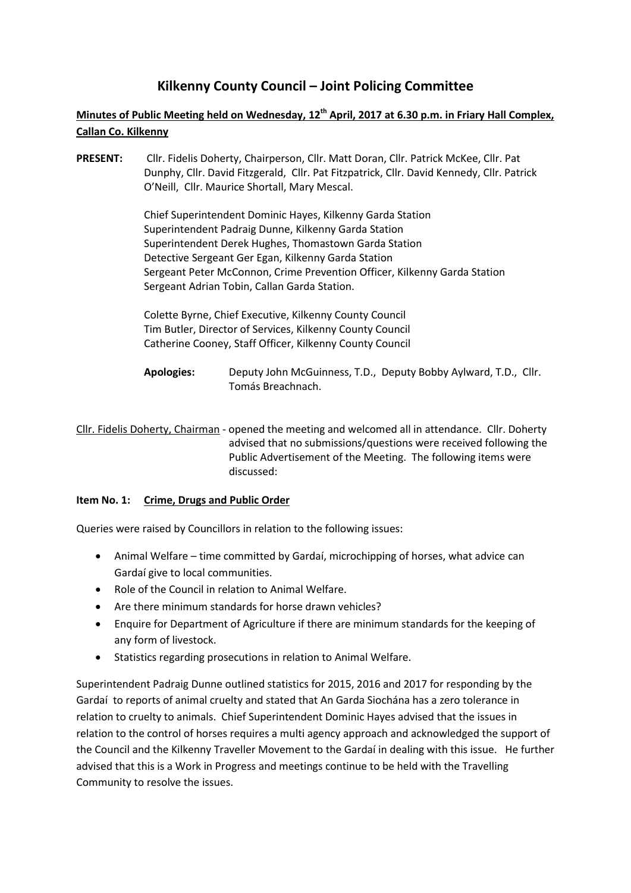# Kilkenny County Council – Joint Policing Committee

**Minutes of Public Meeting held on Wednesday, 12th April, 2017 at 6.30 p.m. in Friary Hall Complex, Callan Co. Kilkenny**

**PRESENT:** Cllr. Fidelis Doherty, Chairperson, Cllr. Matt Doran, Cllr. Patrick McKee, Cllr. Pat Dunphy, Cllr. David Fitzgerald, Cllr. Pat Fitzpatrick, Cllr. David Kennedy, Cllr. Patrick O'Neill, Cllr. Maurice Shortall, Mary Mescal.

Chief Superintendent Dominic Hayes, Kilkenny Garda Station
Superintendent Padraig Dunne, Kilkenny Garda Station
Superintendent Derek Hughes, Thomastown Garda Station
Detective Sergeant Ger Egan, Kilkenny Garda Station
Sergeant Peter McConnon, Crime Prevention Officer, Kilkenny Garda Station
Sergeant Adrian Tobin, Callan Garda Station.

Colette Byrne, Chief Executive, Kilkenny County Council
Tim Butler, Director of Services, Kilkenny County Council
Catherine Cooney, Staff Officer, Kilkenny County Council

**Apologies:** Deputy John McGuinness, T.D., Deputy Bobby Aylward, T.D., Cllr. Tomás Breachnach.

Cllr. Fidelis Doherty, Chairman - opened the meeting and welcomed all in attendance. Cllr. Doherty advised that no submissions/questions were received following the Public Advertisement of the Meeting. The following items were discussed:

**Item No. 1: Crime, Drugs and Public Order**

Queries were raised by Councillors in relation to the following issues:

- Animal Welfare – time committed by Gardaí, microchipping of horses, what advice can Gardaí give to local communities.
- Role of the Council in relation to Animal Welfare.
- Are there minimum standards for horse drawn vehicles?
- Enquire for Department of Agriculture if there are minimum standards for the keeping of any form of livestock.
- Statistics regarding prosecutions in relation to Animal Welfare.

Superintendent Padraig Dunne outlined statistics for 2015, 2016 and 2017 for responding by the Gardaí to reports of animal cruelty and stated that An Garda Siochána has a zero tolerance in relation to cruelty to animals. Chief Superintendent Dominic Hayes advised that the issues in relation to the control of horses requires a multi agency approach and acknowledged the support of the Council and the Kilkenny Traveller Movement to the Gardaí in dealing with this issue. He further advised that this is a Work in Progress and meetings continue to be held with the Travelling Community to resolve the issues.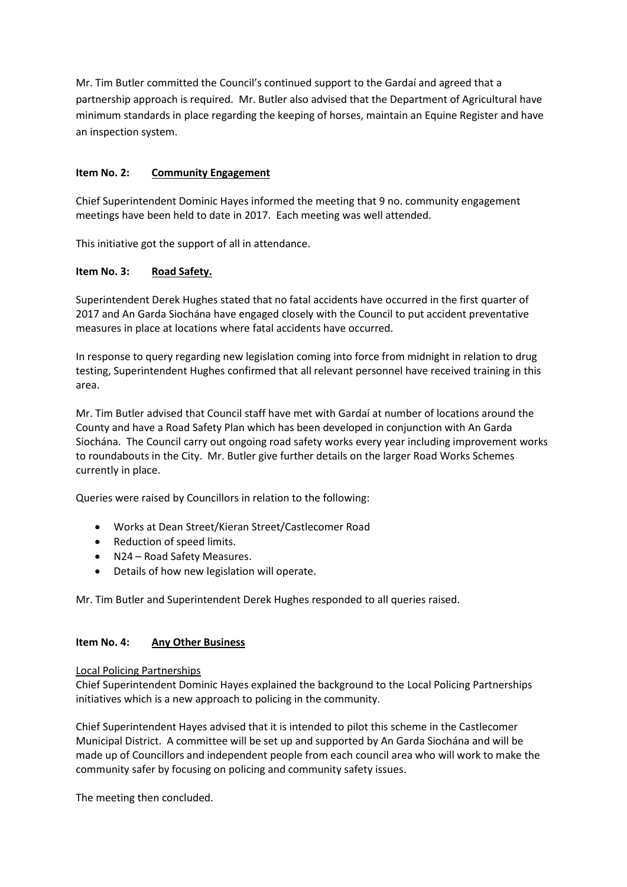Mr. Tim Butler committed the Council's continued support to the Gardaí and agreed that a partnership approach is required. Mr. Butler also advised that the Department of Agricultural have minimum standards in place regarding the keeping of horses, maintain an Equine Register and have an inspection system.

**Item No. 2: Community Engagement**

Chief Superintendent Dominic Hayes informed the meeting that 9 no. community engagement meetings have been held to date in 2017. Each meeting was well attended.

This initiative got the support of all in attendance.

**Item No. 3: Road Safety.**

Superintendent Derek Hughes stated that no fatal accidents have occurred in the first quarter of 2017 and An Garda Siochána have engaged closely with the Council to put accident preventative measures in place at locations where fatal accidents have occurred.

In response to query regarding new legislation coming into force from midnight in relation to drug testing, Superintendent Hughes confirmed that all relevant personnel have received training in this area.

Mr. Tim Butler advised that Council staff have met with Gardaí at number of locations around the County and have a Road Safety Plan which has been developed in conjunction with An Garda Siochána. The Council carry out ongoing road safety works every year including improvement works to roundabouts in the City. Mr. Butler give further details on the larger Road Works Schemes currently in place.

Queries were raised by Councillors in relation to the following:

- Works at Dean Street/Kieran Street/Castlecomer Road
- Reduction of speed limits.
- N24 – Road Safety Measures.
- Details of how new legislation will operate.

Mr. Tim Butler and Superintendent Derek Hughes responded to all queries raised.

**Item No. 4: Any Other Business**

Local Policing Partnerships

Chief Superintendent Dominic Hayes explained the background to the Local Policing Partnerships initiatives which is a new approach to policing in the community.

Chief Superintendent Hayes advised that it is intended to pilot this scheme in the Castlecomer Municipal District. A committee will be set up and supported by An Garda Siochána and will be made up of Councillors and independent people from each council area who will work to make the community safer by focusing on policing and community safety issues.

The meeting then concluded.